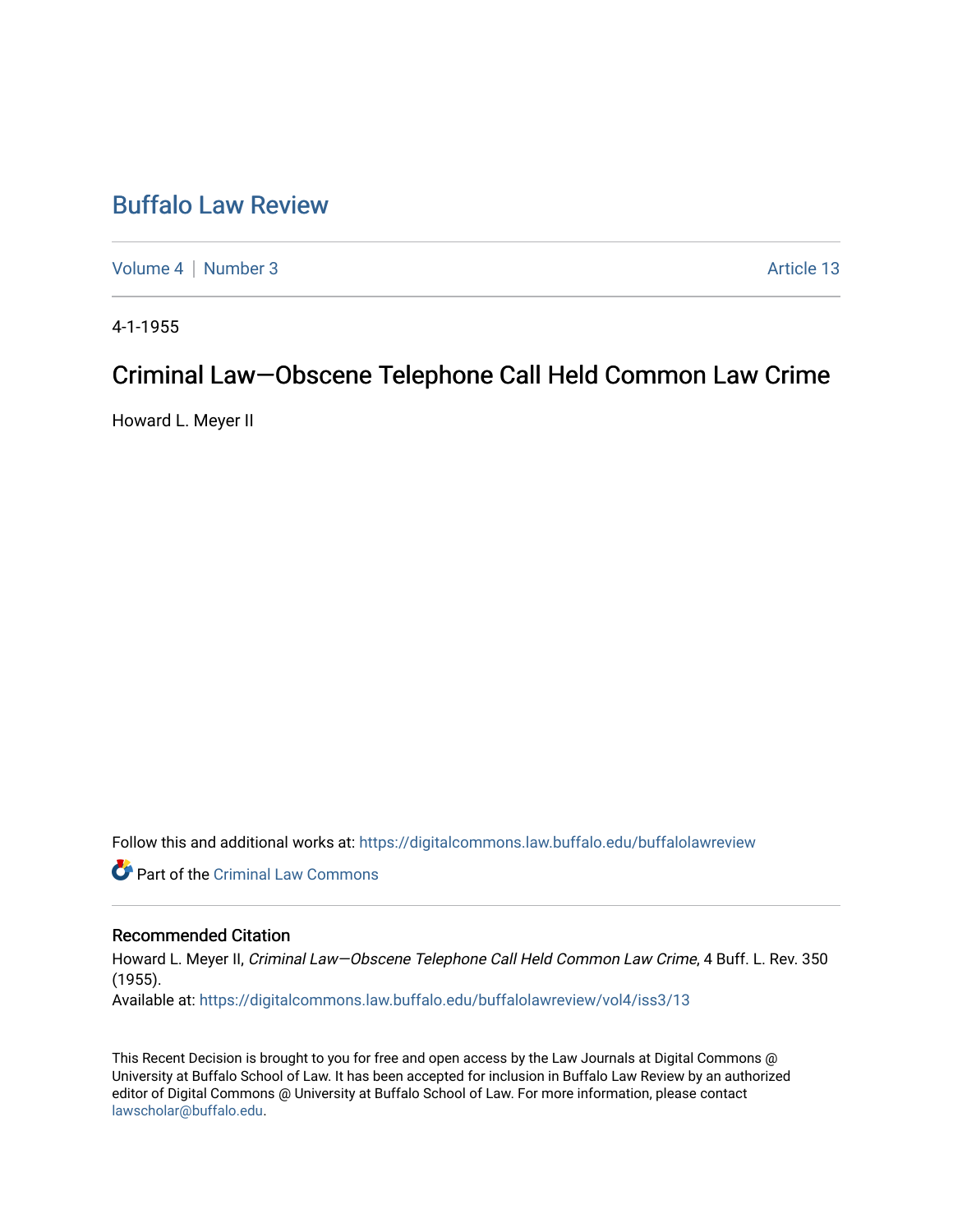# Buffalo Law Review

Volume 4 | Number 3 Article 13

4-1-1955

## Criminal Law—Obscene Telephone Call Held Common Law Crime

Howard L. Meyer II

Follow this and additional works at: https://digitalcommons.law.buffalo.edu/buffalolawreview

Part of the Criminal Law Commons

### Recommended Citation

Howard L. Meyer II, *Criminal Law—Obscene Telephone Call Held Common Law Crime*, 4 Buff. L. Rev. 350 (1955).

Available at: https://digitalcommons.law.buffalo.edu/buffalolawreview/vol4/iss3/13

This Recent Decision is brought to you for free and open access by the Law Journals at Digital Commons @ University at Buffalo School of Law. It has been accepted for inclusion in Buffalo Law Review by an authorized editor of Digital Commons @ University at Buffalo School of Law. For more information, please contact lawscholar@buffalo.edu.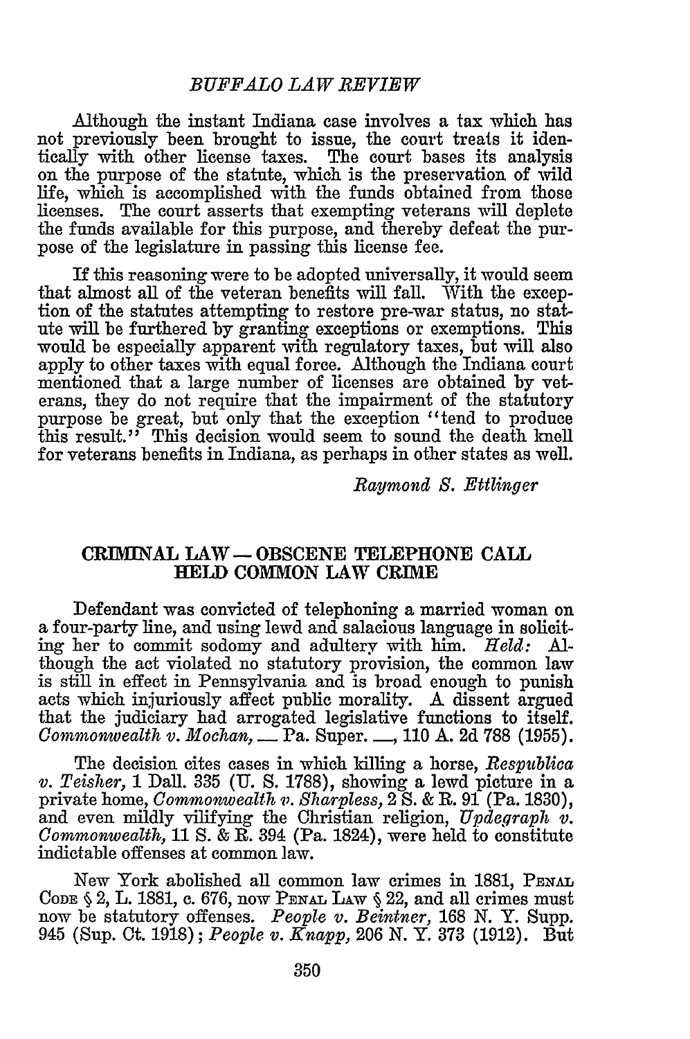Although the instant Indiana case involves a tax which has not previously been brought to issue, the court treats it identically with other license taxes. The court bases its analysis on the purpose of the statute, which is the preservation of wild life, which is accomplished with the funds obtained from those licenses. The court asserts that exempting veterans will deplete the funds available for this purpose, and thereby defeat the purpose of the legislature in passing this license fee.

If this reasoning were to be adopted universally, it would seem that almost all of the veteran benefits will fall. With the exception of the statutes attempting to restore pre-war status, no statute will be furthered by granting exceptions or exemptions. This would be especially apparent with regulatory taxes, but will also apply to other taxes with equal force. Although the Indiana court mentioned that a large number of licenses are obtained by veterans, they do not require that the impairment of the statutory purpose be great, but only that the exception "tend to produce this result." This decision would seem to sound the death knell for veterans benefits in Indiana, as perhaps in other states as well.

*Raymond S. Ettlinger*

## CRIMINAL LAW — OBSCENE TELEPHONE CALL HELD COMMON LAW CRIME

Defendant was convicted of telephoning a married woman on a four-party line, and using lewd and salacious language in soliciting her to commit sodomy and adultery with him. *Held:* Although the act violated no statutory provision, the common law is still in effect in Pennsylvania and is broad enough to punish acts which injuriously affect public morality. A dissent argued that the judiciary had arrogated legislative functions to itself. *Commonwealth v. Mochan*, __ Pa. Super. __, 110 A. 2d 788 (1955).

The decision cites cases in which killing a horse, *Respublica v. Teisher*, 1 Dall. 335 (U. S. 1788), showing a lewd picture in a private home, *Commonwealth v. Sharpless*, 2 S. & R. 91 (Pa. 1830), and even mildly vilifying the Christian religion, *Updegraph v. Commonwealth*, 11 S. & R. 394 (Pa. 1824), were held to constitute indictable offenses at common law.

New York abolished all common law crimes in 1881, PENAL CODE § 2, L. 1881, c. 676, now PENAL LAW § 22, and all crimes must now be statutory offenses. *People v. Beintner*, 168 N. Y. Supp. 945 (Sup. Ct. 1918); *People v. Knapp*, 206 N. Y. 373 (1912). But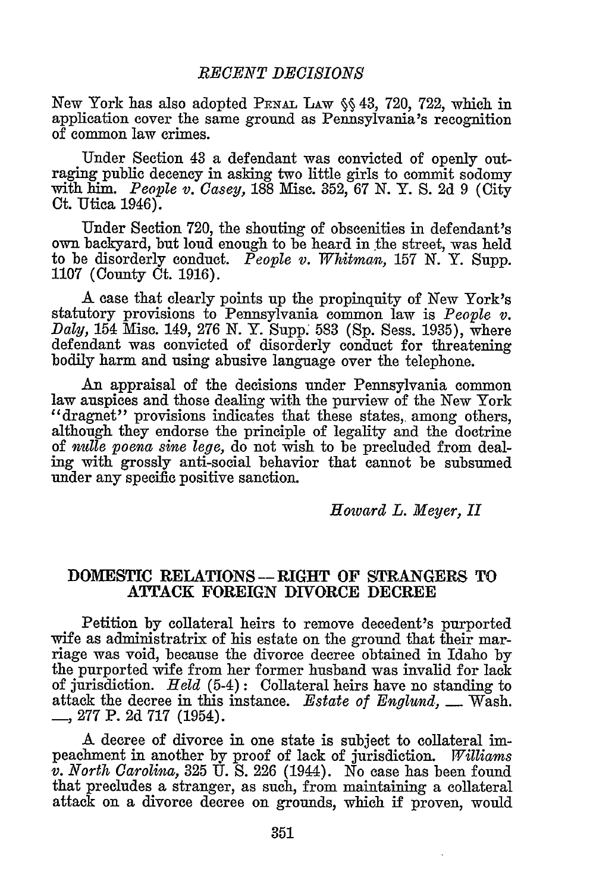New York has also adopted PENAL LAW §§ 43, 720, 722, which in application cover the same ground as Pennsylvania's recognition of common law crimes.

Under Section 43 a defendant was convicted of openly outraging public decency in asking two little girls to commit sodomy with him. *People v. Casey,* 188 Misc. 352, 67 N. Y. S. 2d 9 (City Ct. Utica 1946).

Under Section 720, the shouting of obscenities in defendant's own backyard, but loud enough to be heard in the street, was held to be disorderly conduct. *People v. Whitman,* 157 N. Y. Supp. 1107 (County Ct. 1916).

A case that clearly points up the propinquity of New York's statutory provisions to Pennsylvania common law is *People v. Daly,* 154 Misc. 149, 276 N. Y. Supp. 583 (Sp. Sess. 1935), where defendant was convicted of disorderly conduct for threatening bodily harm and using abusive language over the telephone.

An appraisal of the decisions under Pennsylvania common law auspices and those dealing with the purview of the New York "dragnet" provisions indicates that these states, among others, although they endorse the principle of legality and the doctrine of *nulle poena sine lege,* do not wish to be precluded from dealing with grossly anti-social behavior that cannot be subsumed under any specific positive sanction.

*Howard L. Meyer, II*

## DOMESTIC RELATIONS — RIGHT OF STRANGERS TO ATTACK FOREIGN DIVORCE DECREE

Petition by collateral heirs to remove decedent's purported wife as administratrix of his estate on the ground that their marriage was void, because the divorce decree obtained in Idaho by the purported wife from her former husband was invalid for lack of jurisdiction. *Held* (5-4): Collateral heirs have no standing to attack the decree in this instance. *Estate of Englund,* — Wash. —, 277 P. 2d 717 (1954).

A decree of divorce in one state is subject to collateral impeachment in another by proof of lack of jurisdiction. *Williams v. North Carolina,* 325 U. S. 226 (1944). No case has been found that precludes a stranger, as such, from maintaining a collateral attack on a divorce decree on grounds, which if proven, would